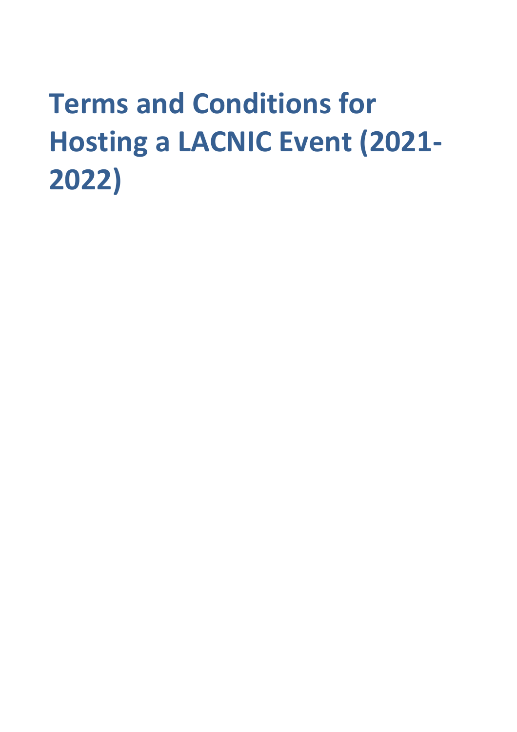# Terms and Conditions for Hosting a LACNIC Event (2021-2022)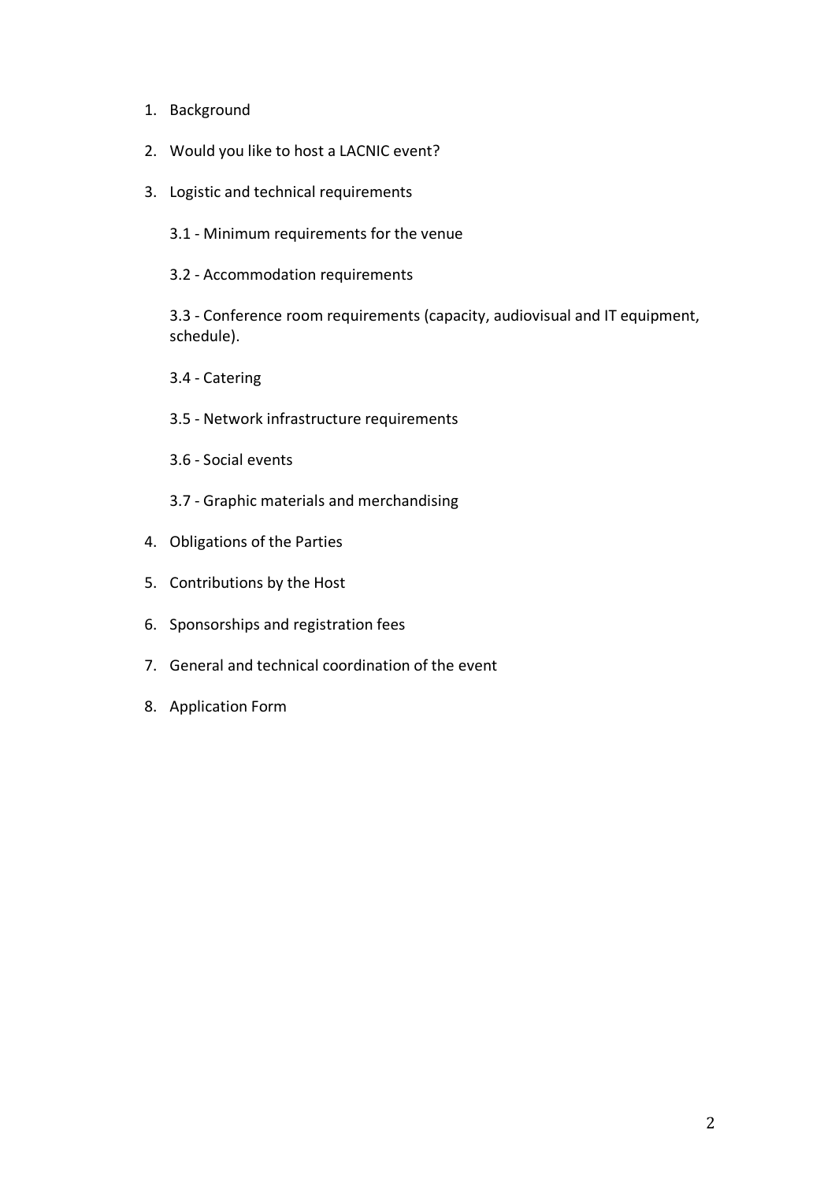1. Background
2. Would you like to host a LACNIC event?
3. Logistic and technical requirements

   3.1 - Minimum requirements for the venue

   3.2 - Accommodation requirements

   3.3 - Conference room requirements (capacity, audiovisual and IT equipment, schedule).

   3.4 - Catering

   3.5 - Network infrastructure requirements

   3.6 - Social events

   3.7 - Graphic materials and merchandising

4. Obligations of the Parties
5. Contributions by the Host
6. Sponsorships and registration fees
7. General and technical coordination of the event
8. Application Form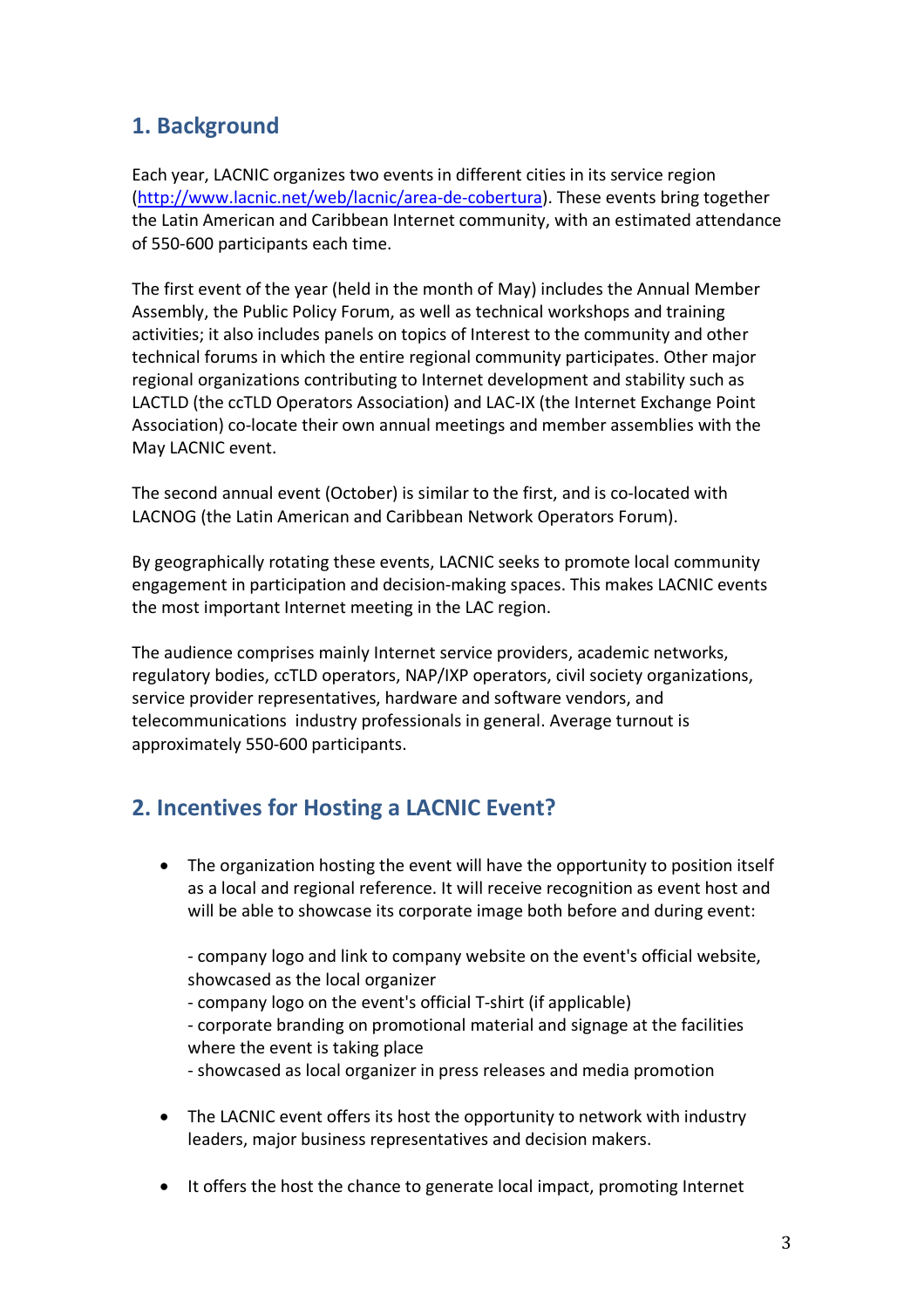## 1. Background

Each year, LACNIC organizes two events in different cities in its service region (http://www.lacnic.net/web/lacnic/area-de-cobertura). These events bring together the Latin American and Caribbean Internet community, with an estimated attendance of 550-600 participants each time.

The first event of the year (held in the month of May) includes the Annual Member Assembly, the Public Policy Forum, as well as technical workshops and training activities; it also includes panels on topics of Interest to the community and other technical forums in which the entire regional community participates. Other major regional organizations contributing to Internet development and stability such as LACTLD (the ccTLD Operators Association) and LAC-IX (the Internet Exchange Point Association) co-locate their own annual meetings and member assemblies with the May LACNIC event.

The second annual event (October) is similar to the first, and is co-located with LACNOG (the Latin American and Caribbean Network Operators Forum).

By geographically rotating these events, LACNIC seeks to promote local community engagement in participation and decision-making spaces. This makes LACNIC events the most important Internet meeting in the LAC region.

The audience comprises mainly Internet service providers, academic networks, regulatory bodies, ccTLD operators, NAP/IXP operators, civil society organizations, service provider representatives, hardware and software vendors, and telecommunications industry professionals in general. Average turnout is approximately 550-600 participants.

## 2. Incentives for Hosting a LACNIC Event?

- The organization hosting the event will have the opportunity to position itself as a local and regional reference. It will receive recognition as event host and will be able to showcase its corporate image both before and during event:

  - company logo and link to company website on the event's official website, showcased as the local organizer
  - company logo on the event's official T-shirt (if applicable)
  - corporate branding on promotional material and signage at the facilities where the event is taking place
  - showcased as local organizer in press releases and media promotion

- The LACNIC event offers its host the opportunity to network with industry leaders, major business representatives and decision makers.

- It offers the host the chance to generate local impact, promoting Internet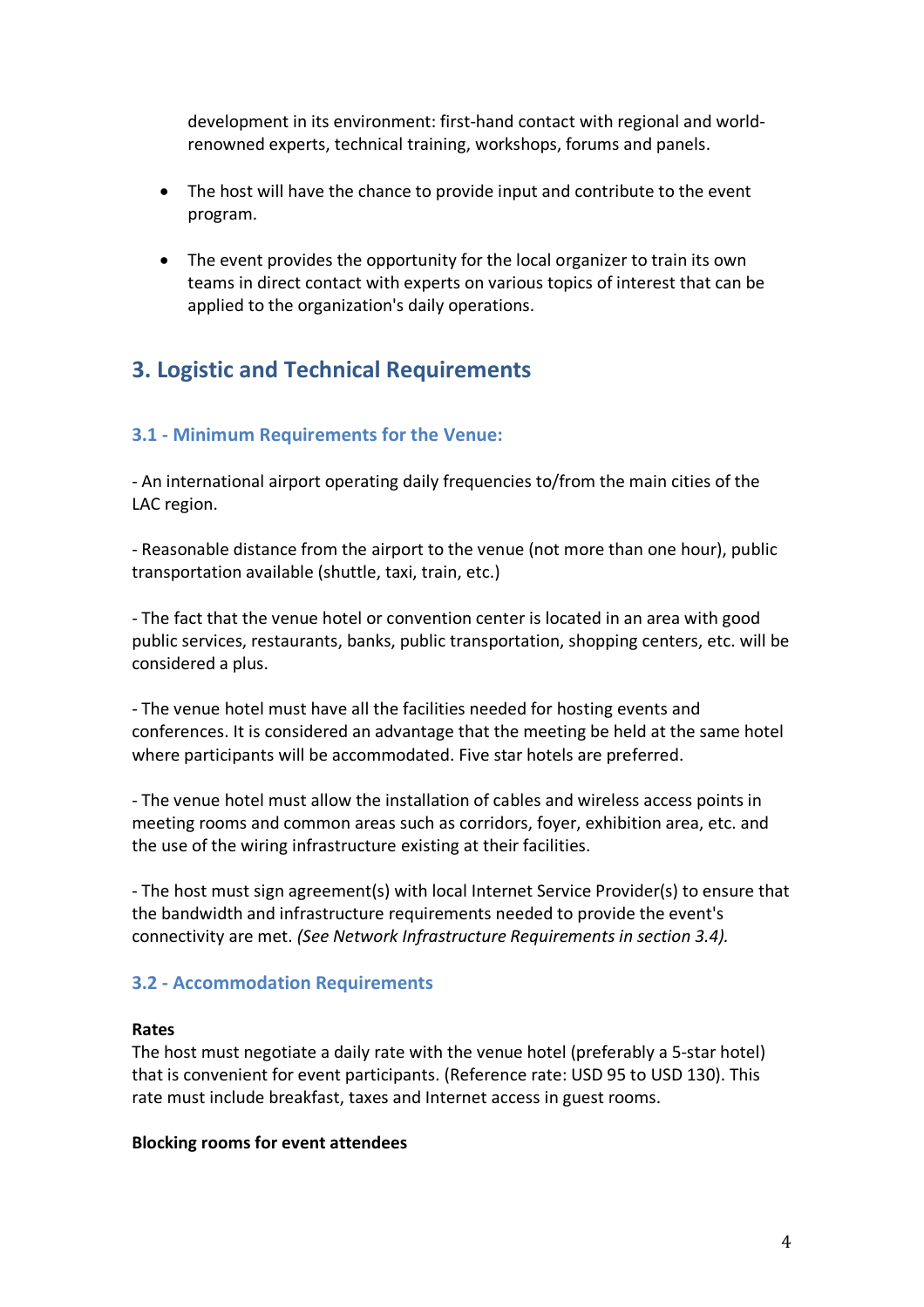development in its environment: first-hand contact with regional and world-renowned experts, technical training, workshops, forums and panels.

- The host will have the chance to provide input and contribute to the event program.

- The event provides the opportunity for the local organizer to train its own teams in direct contact with experts on various topics of interest that can be applied to the organization's daily operations.

## 3. Logistic and Technical Requirements

### 3.1 - Minimum Requirements for the Venue:

- An international airport operating daily frequencies to/from the main cities of the LAC region.

- Reasonable distance from the airport to the venue (not more than one hour), public transportation available (shuttle, taxi, train, etc.)

- The fact that the venue hotel or convention center is located in an area with good public services, restaurants, banks, public transportation, shopping centers, etc. will be considered a plus.

- The venue hotel must have all the facilities needed for hosting events and conferences. It is considered an advantage that the meeting be held at the same hotel where participants will be accommodated. Five star hotels are preferred.

- The venue hotel must allow the installation of cables and wireless access points in meeting rooms and common areas such as corridors, foyer, exhibition area, etc. and the use of the wiring infrastructure existing at their facilities.

- The host must sign agreement(s) with local Internet Service Provider(s) to ensure that the bandwidth and infrastructure requirements needed to provide the event's connectivity are met. *(See Network Infrastructure Requirements in section 3.4).*

### 3.2 - Accommodation Requirements

**Rates**
The host must negotiate a daily rate with the venue hotel (preferably a 5-star hotel) that is convenient for event participants. (Reference rate: USD 95 to USD 130). This rate must include breakfast, taxes and Internet access in guest rooms.

**Blocking rooms for event attendees**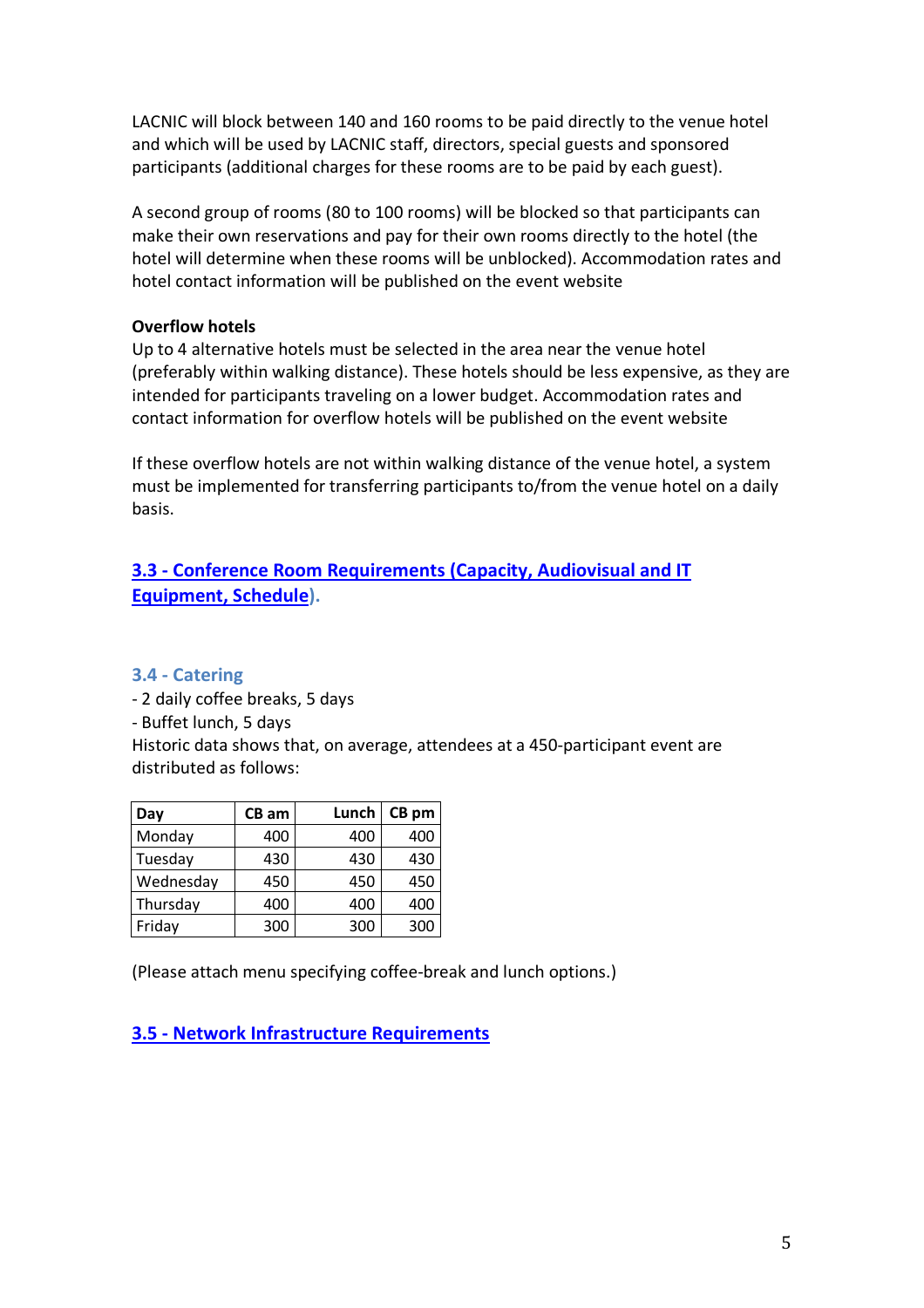LACNIC will block between 140 and 160 rooms to be paid directly to the venue hotel and which will be used by LACNIC staff, directors, special guests and sponsored participants (additional charges for these rooms are to be paid by each guest).

A second group of rooms (80 to 100 rooms) will be blocked so that participants can make their own reservations and pay for their own rooms directly to the hotel (the hotel will determine when these rooms will be unblocked). Accommodation rates and hotel contact information will be published on the event website

**Overflow hotels**

Up to 4 alternative hotels must be selected in the area near the venue hotel (preferably within walking distance). These hotels should be less expensive, as they are intended for participants traveling on a lower budget. Accommodation rates and contact information for overflow hotels will be published on the event website

If these overflow hotels are not within walking distance of the venue hotel, a system must be implemented for transferring participants to/from the venue hotel on a daily basis.

### 3.3 - Conference Room Requirements (Capacity, Audiovisual and IT Equipment, Schedule).

### 3.4 - Catering

- 2 daily coffee breaks, 5 days
- Buffet lunch, 5 days

Historic data shows that, on average, attendees at a 450-participant event are distributed as follows:

| Day | CB am | Lunch | CB pm |
|---|---|---|---|
| Monday | 400 | 400 | 400 |
| Tuesday | 430 | 430 | 430 |
| Wednesday | 450 | 450 | 450 |
| Thursday | 400 | 400 | 400 |
| Friday | 300 | 300 | 300 |

(Please attach menu specifying coffee-break and lunch options.)

### 3.5 - Network Infrastructure Requirements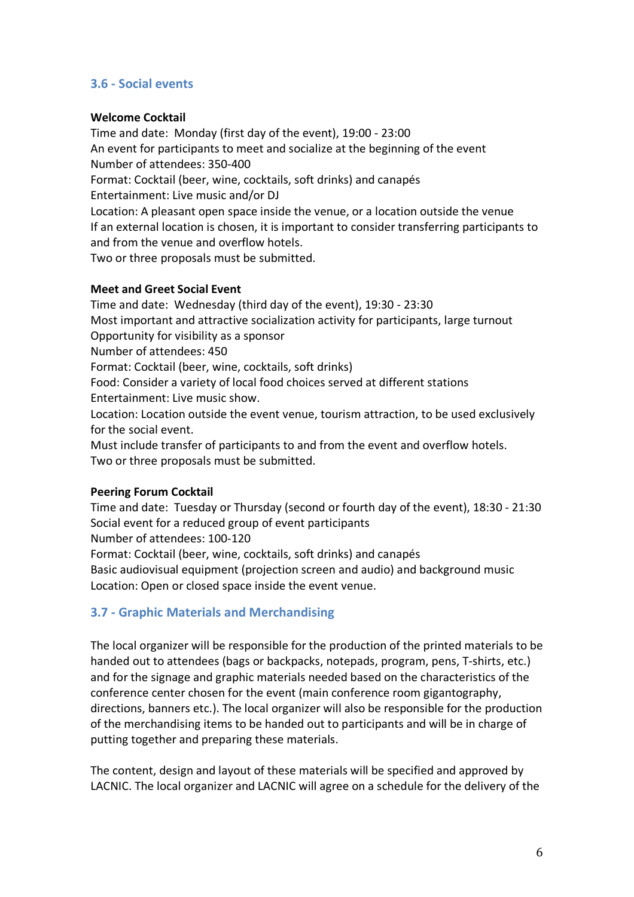## 3.6 - Social events

**Welcome Cocktail**

Time and date: Monday (first day of the event), 19:00 - 23:00
An event for participants to meet and socialize at the beginning of the event
Number of attendees: 350-400
Format: Cocktail (beer, wine, cocktails, soft drinks) and canapés
Entertainment: Live music and/or DJ
Location: A pleasant open space inside the venue, or a location outside the venue
If an external location is chosen, it is important to consider transferring participants to and from the venue and overflow hotels.
Two or three proposals must be submitted.

**Meet and Greet Social Event**

Time and date: Wednesday (third day of the event), 19:30 - 23:30
Most important and attractive socialization activity for participants, large turnout
Opportunity for visibility as a sponsor
Number of attendees: 450
Format: Cocktail (beer, wine, cocktails, soft drinks)
Food: Consider a variety of local food choices served at different stations
Entertainment: Live music show.
Location: Location outside the event venue, tourism attraction, to be used exclusively for the social event.
Must include transfer of participants to and from the event and overflow hotels.
Two or three proposals must be submitted.

**Peering Forum Cocktail**

Time and date: Tuesday or Thursday (second or fourth day of the event), 18:30 - 21:30
Social event for a reduced group of event participants
Number of attendees: 100-120
Format: Cocktail (beer, wine, cocktails, soft drinks) and canapés
Basic audiovisual equipment (projection screen and audio) and background music
Location: Open or closed space inside the event venue.

## 3.7 - Graphic Materials and Merchandising

The local organizer will be responsible for the production of the printed materials to be handed out to attendees (bags or backpacks, notepads, program, pens, T-shirts, etc.) and for the signage and graphic materials needed based on the characteristics of the conference center chosen for the event (main conference room gigantography, directions, banners etc.). The local organizer will also be responsible for the production of the merchandising items to be handed out to participants and will be in charge of putting together and preparing these materials.

The content, design and layout of these materials will be specified and approved by LACNIC. The local organizer and LACNIC will agree on a schedule for the delivery of the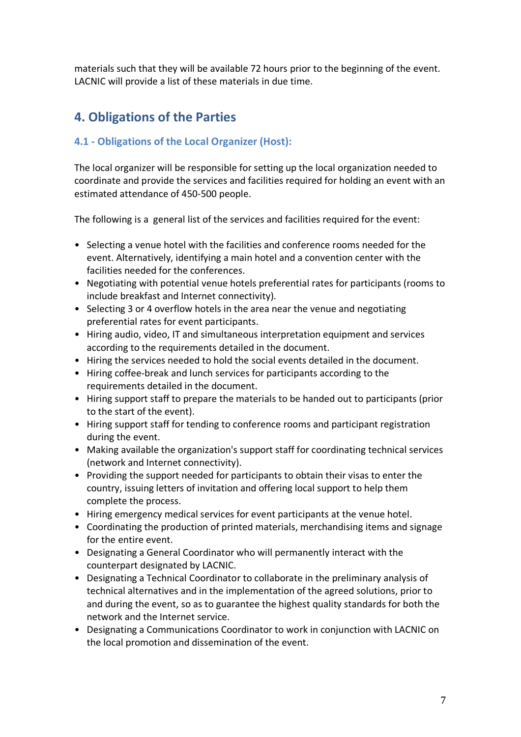materials such that they will be available 72 hours prior to the beginning of the event. LACNIC will provide a list of these materials in due time.

## 4. Obligations of the Parties

### 4.1 - Obligations of the Local Organizer (Host):

The local organizer will be responsible for setting up the local organization needed to coordinate and provide the services and facilities required for holding an event with an estimated attendance of 450-500 people.

The following is a general list of the services and facilities required for the event:

- Selecting a venue hotel with the facilities and conference rooms needed for the event. Alternatively, identifying a main hotel and a convention center with the facilities needed for the conferences.
- Negotiating with potential venue hotels preferential rates for participants (rooms to include breakfast and Internet connectivity).
- Selecting 3 or 4 overflow hotels in the area near the venue and negotiating preferential rates for event participants.
- Hiring audio, video, IT and simultaneous interpretation equipment and services according to the requirements detailed in the document.
- Hiring the services needed to hold the social events detailed in the document.
- Hiring coffee-break and lunch services for participants according to the requirements detailed in the document.
- Hiring support staff to prepare the materials to be handed out to participants (prior to the start of the event).
- Hiring support staff for tending to conference rooms and participant registration during the event.
- Making available the organization's support staff for coordinating technical services (network and Internet connectivity).
- Providing the support needed for participants to obtain their visas to enter the country, issuing letters of invitation and offering local support to help them complete the process.
- Hiring emergency medical services for event participants at the venue hotel.
- Coordinating the production of printed materials, merchandising items and signage for the entire event.
- Designating a General Coordinator who will permanently interact with the counterpart designated by LACNIC.
- Designating a Technical Coordinator to collaborate in the preliminary analysis of technical alternatives and in the implementation of the agreed solutions, prior to and during the event, so as to guarantee the highest quality standards for both the network and the Internet service.
- Designating a Communications Coordinator to work in conjunction with LACNIC on the local promotion and dissemination of the event.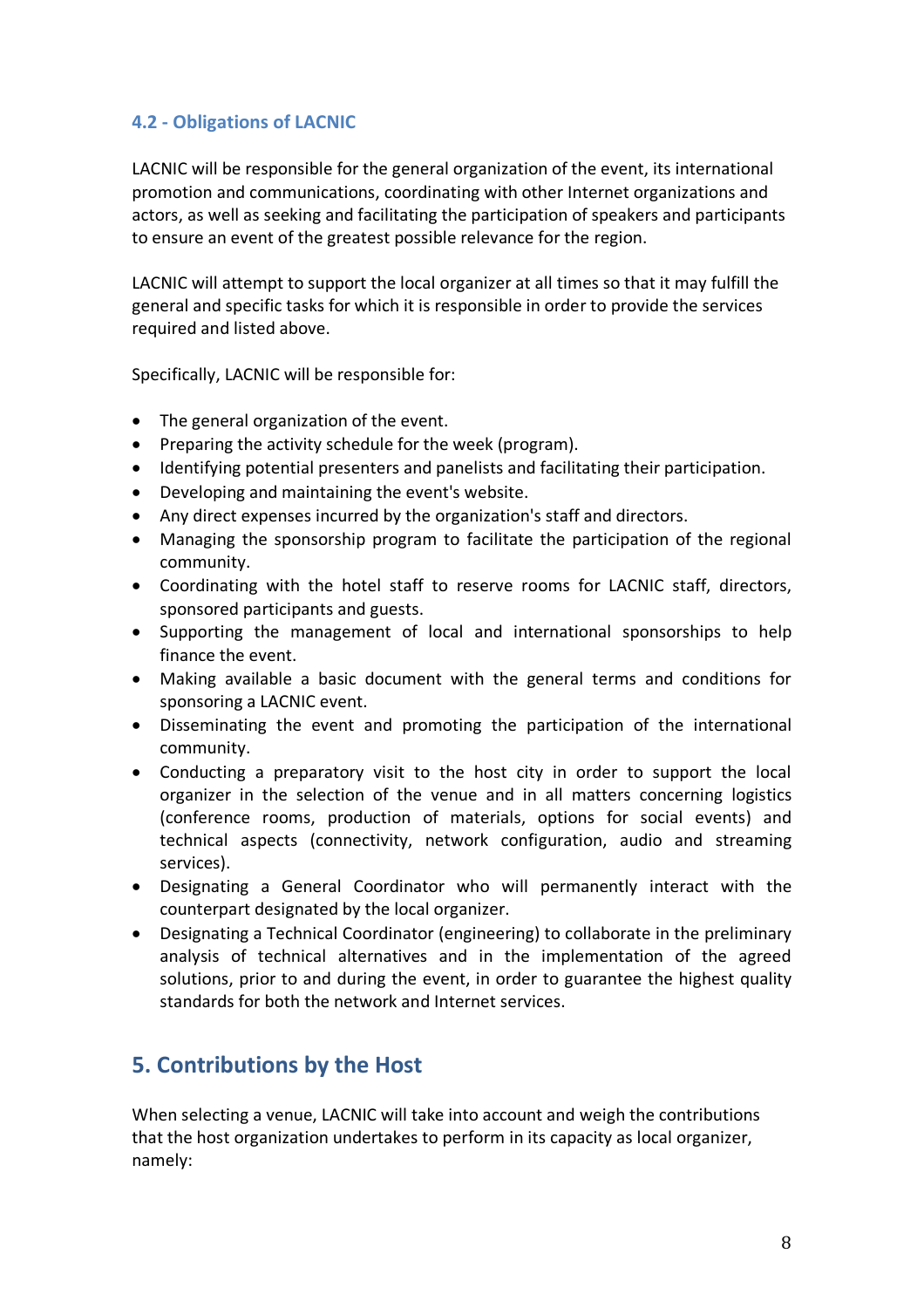### 4.2 - Obligations of LACNIC

LACNIC will be responsible for the general organization of the event, its international promotion and communications, coordinating with other Internet organizations and actors, as well as seeking and facilitating the participation of speakers and participants to ensure an event of the greatest possible relevance for the region.

LACNIC will attempt to support the local organizer at all times so that it may fulfill the general and specific tasks for which it is responsible in order to provide the services required and listed above.

Specifically, LACNIC will be responsible for:

- The general organization of the event.
- Preparing the activity schedule for the week (program).
- Identifying potential presenters and panelists and facilitating their participation.
- Developing and maintaining the event's website.
- Any direct expenses incurred by the organization's staff and directors.
- Managing the sponsorship program to facilitate the participation of the regional community.
- Coordinating with the hotel staff to reserve rooms for LACNIC staff, directors, sponsored participants and guests.
- Supporting the management of local and international sponsorships to help finance the event.
- Making available a basic document with the general terms and conditions for sponsoring a LACNIC event.
- Disseminating the event and promoting the participation of the international community.
- Conducting a preparatory visit to the host city in order to support the local organizer in the selection of the venue and in all matters concerning logistics (conference rooms, production of materials, options for social events) and technical aspects (connectivity, network configuration, audio and streaming services).
- Designating a General Coordinator who will permanently interact with the counterpart designated by the local organizer.
- Designating a Technical Coordinator (engineering) to collaborate in the preliminary analysis of technical alternatives and in the implementation of the agreed solutions, prior to and during the event, in order to guarantee the highest quality standards for both the network and Internet services.

## 5. Contributions by the Host

When selecting a venue, LACNIC will take into account and weigh the contributions that the host organization undertakes to perform in its capacity as local organizer, namely: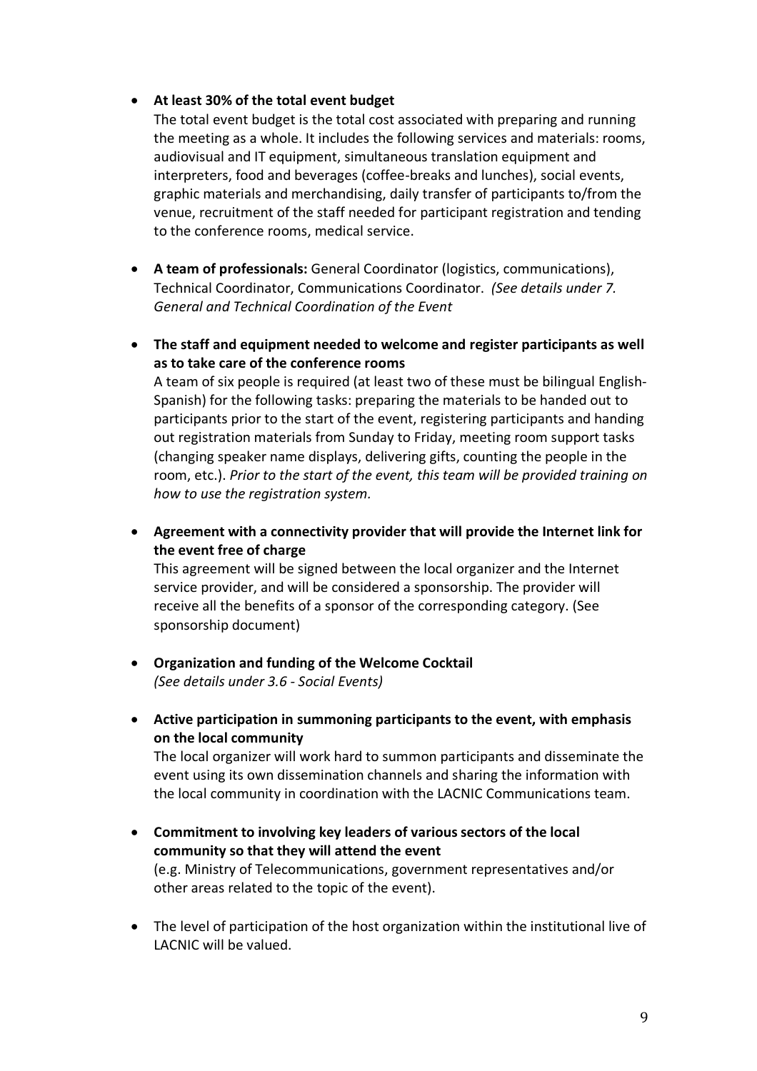- **At least 30% of the total event budget**
  The total event budget is the total cost associated with preparing and running the meeting as a whole. It includes the following services and materials: rooms, audiovisual and IT equipment, simultaneous translation equipment and interpreters, food and beverages (coffee-breaks and lunches), social events, graphic materials and merchandising, daily transfer of participants to/from the venue, recruitment of the staff needed for participant registration and tending to the conference rooms, medical service.

- **A team of professionals:** General Coordinator (logistics, communications), Technical Coordinator, Communications Coordinator. *(See details under 7. General and Technical Coordination of the Event*

- **The staff and equipment needed to welcome and register participants as well as to take care of the conference rooms**
  A team of six people is required (at least two of these must be bilingual English-Spanish) for the following tasks: preparing the materials to be handed out to participants prior to the start of the event, registering participants and handing out registration materials from Sunday to Friday, meeting room support tasks (changing speaker name displays, delivering gifts, counting the people in the room, etc.). *Prior to the start of the event, this team will be provided training on how to use the registration system.*

- **Agreement with a connectivity provider that will provide the Internet link for the event free of charge**
  This agreement will be signed between the local organizer and the Internet service provider, and will be considered a sponsorship. The provider will receive all the benefits of a sponsor of the corresponding category. (See sponsorship document)

- **Organization and funding of the Welcome Cocktail**
  *(See details under 3.6 - Social Events)*

- **Active participation in summoning participants to the event, with emphasis on the local community**
  The local organizer will work hard to summon participants and disseminate the event using its own dissemination channels and sharing the information with the local community in coordination with the LACNIC Communications team.

- **Commitment to involving key leaders of various sectors of the local community so that they will attend the event**
  (e.g. Ministry of Telecommunications, government representatives and/or other areas related to the topic of the event).

- The level of participation of the host organization within the institutional live of LACNIC will be valued.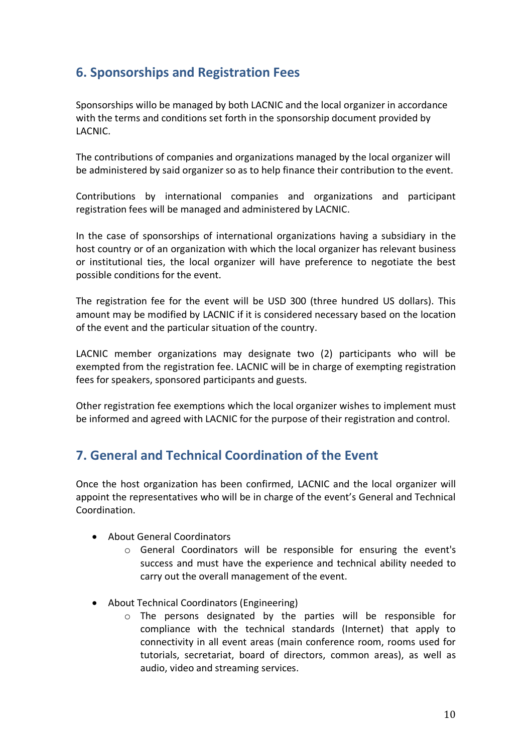## 6. Sponsorships and Registration Fees

Sponsorships willo be managed by both LACNIC and the local organizer in accordance with the terms and conditions set forth in the sponsorship document provided by LACNIC.

The contributions of companies and organizations managed by the local organizer will be administered by said organizer so as to help finance their contribution to the event.

Contributions by international companies and organizations and participant registration fees will be managed and administered by LACNIC.

In the case of sponsorships of international organizations having a subsidiary in the host country or of an organization with which the local organizer has relevant business or institutional ties, the local organizer will have preference to negotiate the best possible conditions for the event.

The registration fee for the event will be USD 300 (three hundred US dollars). This amount may be modified by LACNIC if it is considered necessary based on the location of the event and the particular situation of the country.

LACNIC member organizations may designate two (2) participants who will be exempted from the registration fee. LACNIC will be in charge of exempting registration fees for speakers, sponsored participants and guests.

Other registration fee exemptions which the local organizer wishes to implement must be informed and agreed with LACNIC for the purpose of their registration and control.

## 7. General and Technical Coordination of the Event

Once the host organization has been confirmed, LACNIC and the local organizer will appoint the representatives who will be in charge of the event's General and Technical Coordination.

- About General Coordinators
    - General Coordinators will be responsible for ensuring the event's success and must have the experience and technical ability needed to carry out the overall management of the event.
- About Technical Coordinators (Engineering)
    - The persons designated by the parties will be responsible for compliance with the technical standards (Internet) that apply to connectivity in all event areas (main conference room, rooms used for tutorials, secretariat, board of directors, common areas), as well as audio, video and streaming services.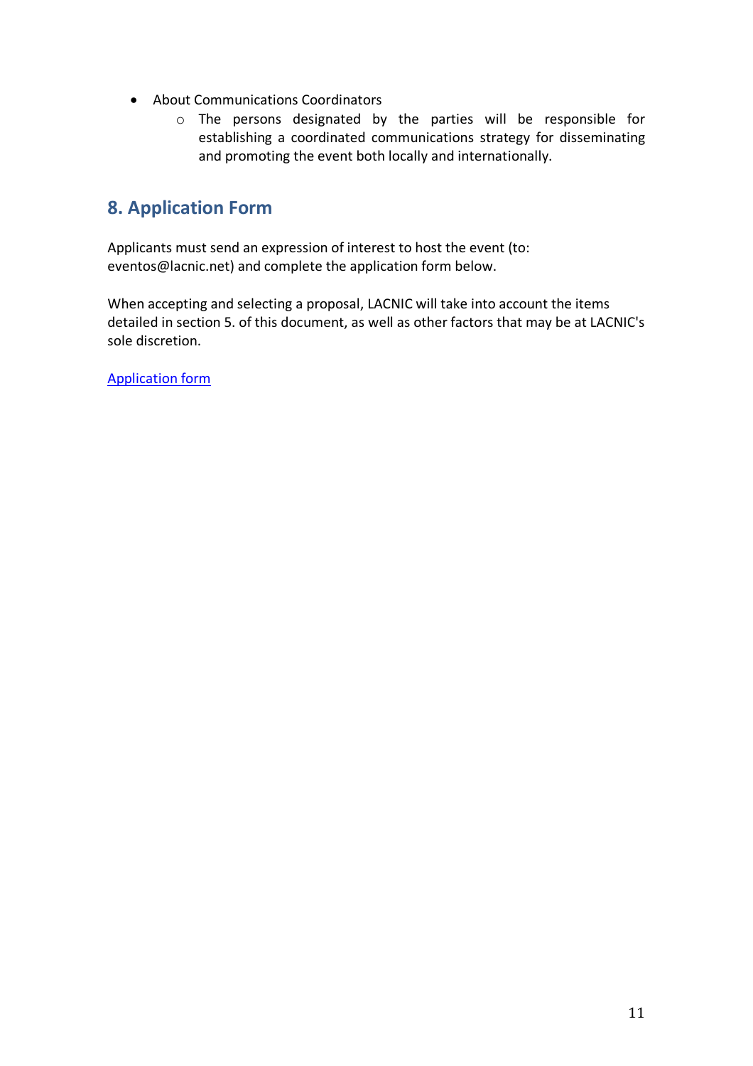- About Communications Coordinators
  - The persons designated by the parties will be responsible for establishing a coordinated communications strategy for disseminating and promoting the event both locally and internationally.

## 8. Application Form

Applicants must send an expression of interest to host the event (to: eventos@lacnic.net) and complete the application form below.

When accepting and selecting a proposal, LACNIC will take into account the items detailed in section 5. of this document, as well as other factors that may be at LACNIC's sole discretion.

Application form